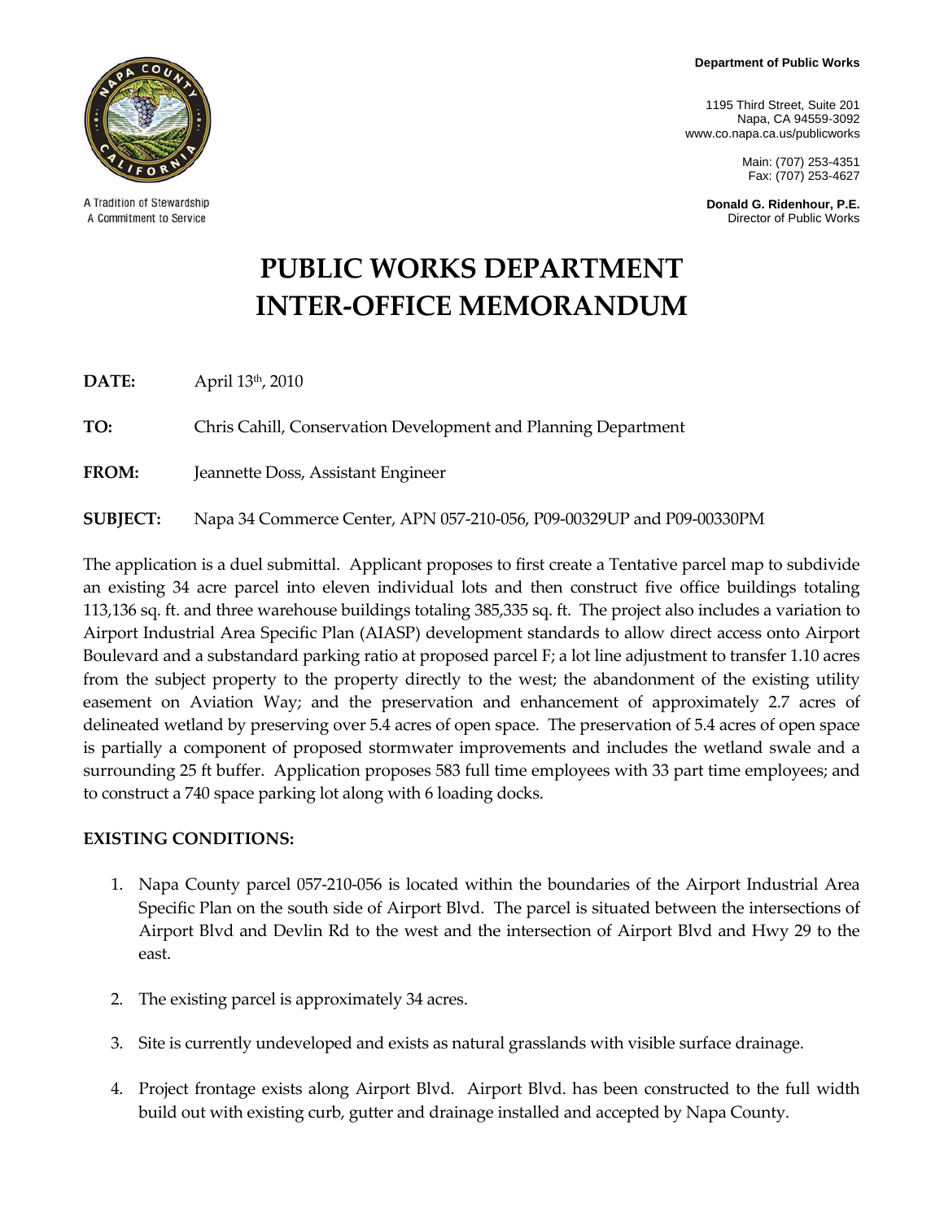A Tradition of Stewardship
A Commitment to Service

**Department of Public Works**

1195 Third Street, Suite 201
Napa, CA 94559-3092
www.co.napa.ca.us/publicworks

Main: (707) 253-4351
Fax: (707) 253-4627

**Donald G. Ridenhour, P.E.**
Director of Public Works

# PUBLIC WORKS DEPARTMENT
# INTER-OFFICE MEMORANDUM

**DATE:** April 13th, 2010

**TO:** Chris Cahill, Conservation Development and Planning Department

**FROM:** Jeannette Doss, Assistant Engineer

**SUBJECT:** Napa 34 Commerce Center, APN 057-210-056, P09-00329UP and P09-00330PM

The application is a duel submittal. Applicant proposes to first create a Tentative parcel map to subdivide an existing 34 acre parcel into eleven individual lots and then construct five office buildings totaling 113,136 sq. ft. and three warehouse buildings totaling 385,335 sq. ft. The project also includes a variation to Airport Industrial Area Specific Plan (AIASP) development standards to allow direct access onto Airport Boulevard and a substandard parking ratio at proposed parcel F; a lot line adjustment to transfer 1.10 acres from the subject property to the property directly to the west; the abandonment of the existing utility easement on Aviation Way; and the preservation and enhancement of approximately 2.7 acres of delineated wetland by preserving over 5.4 acres of open space. The preservation of 5.4 acres of open space is partially a component of proposed stormwater improvements and includes the wetland swale and a surrounding 25 ft buffer. Application proposes 583 full time employees with 33 part time employees; and to construct a 740 space parking lot along with 6 loading docks.

**EXISTING CONDITIONS:**

1. Napa County parcel 057-210-056 is located within the boundaries of the Airport Industrial Area Specific Plan on the south side of Airport Blvd. The parcel is situated between the intersections of Airport Blvd and Devlin Rd to the west and the intersection of Airport Blvd and Hwy 29 to the east.

2. The existing parcel is approximately 34 acres.

3. Site is currently undeveloped and exists as natural grasslands with visible surface drainage.

4. Project frontage exists along Airport Blvd. Airport Blvd. has been constructed to the full width build out with existing curb, gutter and drainage installed and accepted by Napa County.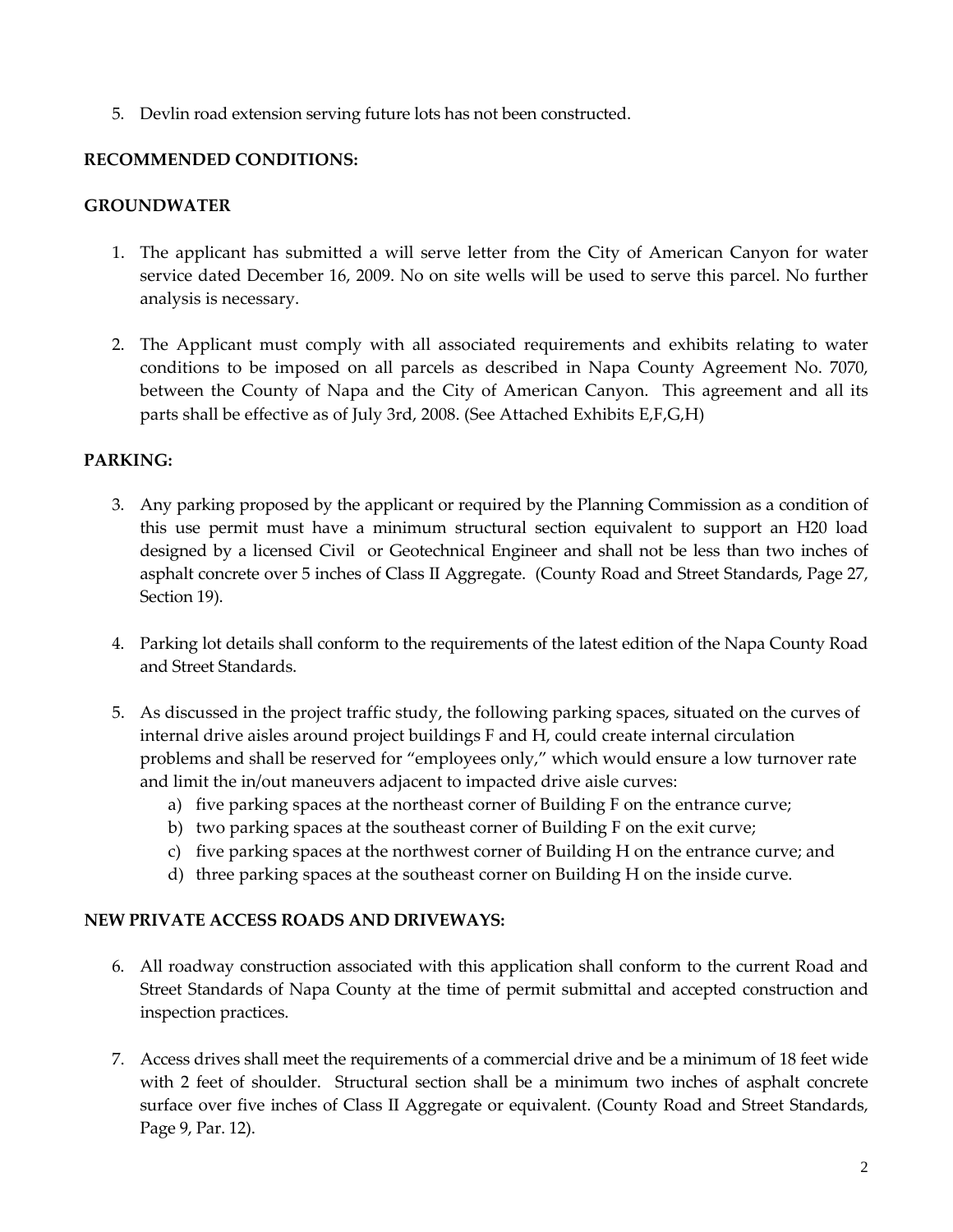5. Devlin road extension serving future lots has not been constructed.

**RECOMMENDED CONDITIONS:**

**GROUNDWATER**

1. The applicant has submitted a will serve letter from the City of American Canyon for water service dated December 16, 2009. No on site wells will be used to serve this parcel. No further analysis is necessary.

2. The Applicant must comply with all associated requirements and exhibits relating to water conditions to be imposed on all parcels as described in Napa County Agreement No. 7070, between the County of Napa and the City of American Canyon. This agreement and all its parts shall be effective as of July 3rd, 2008. (See Attached Exhibits E,F,G,H)

**PARKING:**

3. Any parking proposed by the applicant or required by the Planning Commission as a condition of this use permit must have a minimum structural section equivalent to support an H20 load designed by a licensed Civil or Geotechnical Engineer and shall not be less than two inches of asphalt concrete over 5 inches of Class II Aggregate. (County Road and Street Standards, Page 27, Section 19).

4. Parking lot details shall conform to the requirements of the latest edition of the Napa County Road and Street Standards.

5. As discussed in the project traffic study, the following parking spaces, situated on the curves of internal drive aisles around project buildings F and H, could create internal circulation problems and shall be reserved for "employees only," which would ensure a low turnover rate and limit the in/out maneuvers adjacent to impacted drive aisle curves:
   a) five parking spaces at the northeast corner of Building F on the entrance curve;
   b) two parking spaces at the southeast corner of Building F on the exit curve;
   c) five parking spaces at the northwest corner of Building H on the entrance curve; and
   d) three parking spaces at the southeast corner on Building H on the inside curve.

**NEW PRIVATE ACCESS ROADS AND DRIVEWAYS:**

6. All roadway construction associated with this application shall conform to the current Road and Street Standards of Napa County at the time of permit submittal and accepted construction and inspection practices.

7. Access drives shall meet the requirements of a commercial drive and be a minimum of 18 feet wide with 2 feet of shoulder. Structural section shall be a minimum two inches of asphalt concrete surface over five inches of Class II Aggregate or equivalent. (County Road and Street Standards, Page 9, Par. 12).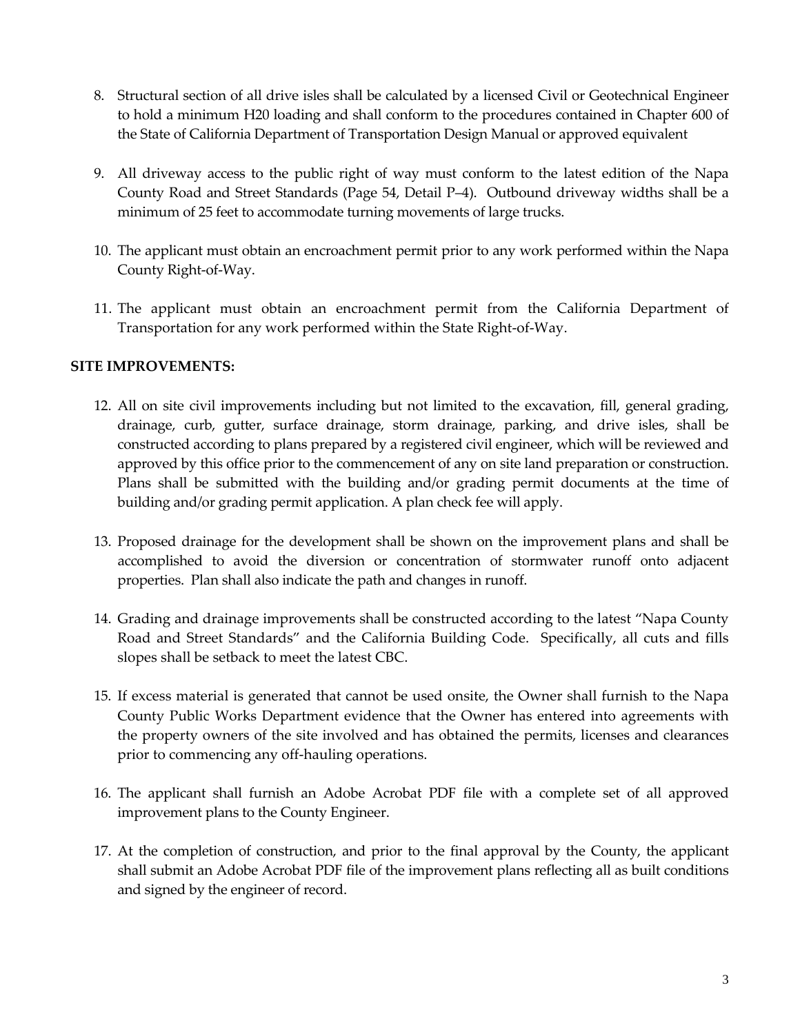8. Structural section of all drive isles shall be calculated by a licensed Civil or Geotechnical Engineer to hold a minimum H20 loading and shall conform to the procedures contained in Chapter 600 of the State of California Department of Transportation Design Manual or approved equivalent

9. All driveway access to the public right of way must conform to the latest edition of the Napa County Road and Street Standards (Page 54, Detail P–4). Outbound driveway widths shall be a minimum of 25 feet to accommodate turning movements of large trucks.

10. The applicant must obtain an encroachment permit prior to any work performed within the Napa County Right-of-Way.

11. The applicant must obtain an encroachment permit from the California Department of Transportation for any work performed within the State Right-of-Way.

**SITE IMPROVEMENTS:**

12. All on site civil improvements including but not limited to the excavation, fill, general grading, drainage, curb, gutter, surface drainage, storm drainage, parking, and drive isles, shall be constructed according to plans prepared by a registered civil engineer, which will be reviewed and approved by this office prior to the commencement of any on site land preparation or construction. Plans shall be submitted with the building and/or grading permit documents at the time of building and/or grading permit application. A plan check fee will apply.

13. Proposed drainage for the development shall be shown on the improvement plans and shall be accomplished to avoid the diversion or concentration of stormwater runoff onto adjacent properties. Plan shall also indicate the path and changes in runoff.

14. Grading and drainage improvements shall be constructed according to the latest "Napa County Road and Street Standards" and the California Building Code. Specifically, all cuts and fills slopes shall be setback to meet the latest CBC.

15. If excess material is generated that cannot be used onsite, the Owner shall furnish to the Napa County Public Works Department evidence that the Owner has entered into agreements with the property owners of the site involved and has obtained the permits, licenses and clearances prior to commencing any off-hauling operations.

16. The applicant shall furnish an Adobe Acrobat PDF file with a complete set of all approved improvement plans to the County Engineer.

17. At the completion of construction, and prior to the final approval by the County, the applicant shall submit an Adobe Acrobat PDF file of the improvement plans reflecting all as built conditions and signed by the engineer of record.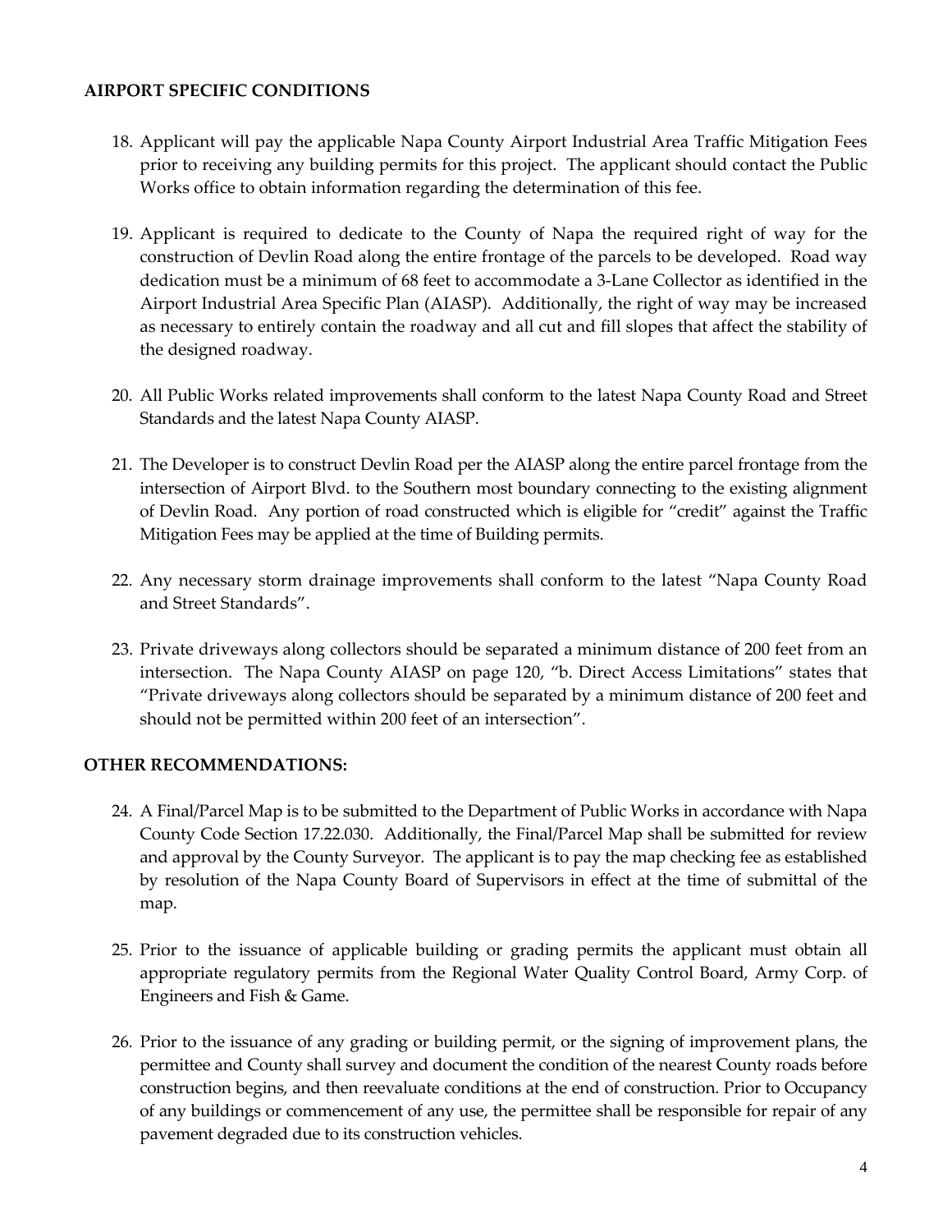**AIRPORT SPECIFIC CONDITIONS**

18. Applicant will pay the applicable Napa County Airport Industrial Area Traffic Mitigation Fees prior to receiving any building permits for this project. The applicant should contact the Public Works office to obtain information regarding the determination of this fee.

19. Applicant is required to dedicate to the County of Napa the required right of way for the construction of Devlin Road along the entire frontage of the parcels to be developed. Road way dedication must be a minimum of 68 feet to accommodate a 3-Lane Collector as identified in the Airport Industrial Area Specific Plan (AIASP). Additionally, the right of way may be increased as necessary to entirely contain the roadway and all cut and fill slopes that affect the stability of the designed roadway.

20. All Public Works related improvements shall conform to the latest Napa County Road and Street Standards and the latest Napa County AIASP.

21. The Developer is to construct Devlin Road per the AIASP along the entire parcel frontage from the intersection of Airport Blvd. to the Southern most boundary connecting to the existing alignment of Devlin Road. Any portion of road constructed which is eligible for "credit" against the Traffic Mitigation Fees may be applied at the time of Building permits.

22. Any necessary storm drainage improvements shall conform to the latest "Napa County Road and Street Standards".

23. Private driveways along collectors should be separated a minimum distance of 200 feet from an intersection. The Napa County AIASP on page 120, "b. Direct Access Limitations" states that "Private driveways along collectors should be separated by a minimum distance of 200 feet and should not be permitted within 200 feet of an intersection".

**OTHER RECOMMENDATIONS:**

24. A Final/Parcel Map is to be submitted to the Department of Public Works in accordance with Napa County Code Section 17.22.030. Additionally, the Final/Parcel Map shall be submitted for review and approval by the County Surveyor. The applicant is to pay the map checking fee as established by resolution of the Napa County Board of Supervisors in effect at the time of submittal of the map.

25. Prior to the issuance of applicable building or grading permits the applicant must obtain all appropriate regulatory permits from the Regional Water Quality Control Board, Army Corp. of Engineers and Fish & Game.

26. Prior to the issuance of any grading or building permit, or the signing of improvement plans, the permittee and County shall survey and document the condition of the nearest County roads before construction begins, and then reevaluate conditions at the end of construction. Prior to Occupancy of any buildings or commencement of any use, the permittee shall be responsible for repair of any pavement degraded due to its construction vehicles.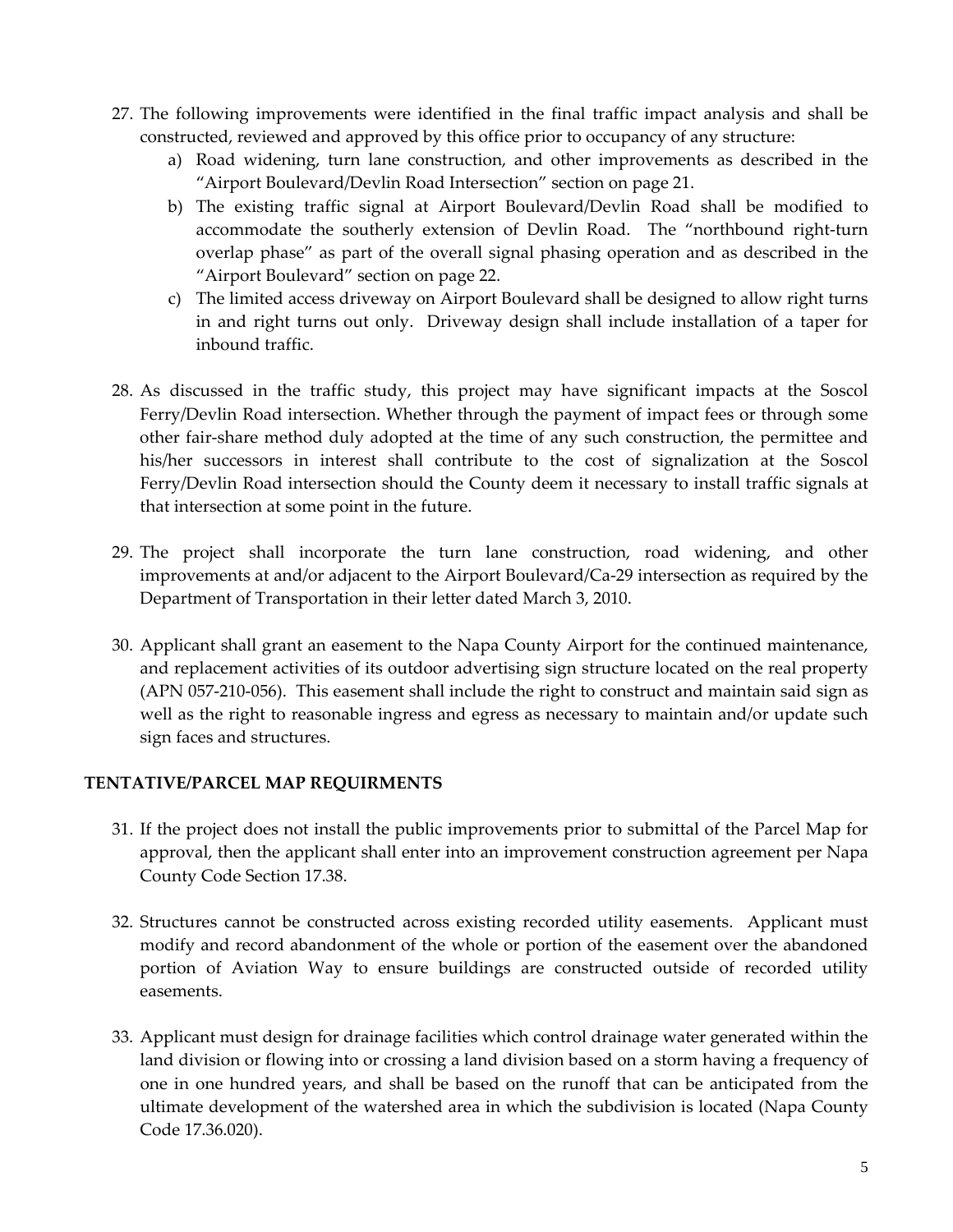27. The following improvements were identified in the final traffic impact analysis and shall be constructed, reviewed and approved by this office prior to occupancy of any structure:
    a) Road widening, turn lane construction, and other improvements as described in the "Airport Boulevard/Devlin Road Intersection" section on page 21.
    b) The existing traffic signal at Airport Boulevard/Devlin Road shall be modified to accommodate the southerly extension of Devlin Road. The "northbound right-turn overlap phase" as part of the overall signal phasing operation and as described in the "Airport Boulevard" section on page 22.
    c) The limited access driveway on Airport Boulevard shall be designed to allow right turns in and right turns out only. Driveway design shall include installation of a taper for inbound traffic.

28. As discussed in the traffic study, this project may have significant impacts at the Soscol Ferry/Devlin Road intersection. Whether through the payment of impact fees or through some other fair-share method duly adopted at the time of any such construction, the permittee and his/her successors in interest shall contribute to the cost of signalization at the Soscol Ferry/Devlin Road intersection should the County deem it necessary to install traffic signals at that intersection at some point in the future.

29. The project shall incorporate the turn lane construction, road widening, and other improvements at and/or adjacent to the Airport Boulevard/Ca-29 intersection as required by the Department of Transportation in their letter dated March 3, 2010.

30. Applicant shall grant an easement to the Napa County Airport for the continued maintenance, and replacement activities of its outdoor advertising sign structure located on the real property (APN 057-210-056). This easement shall include the right to construct and maintain said sign as well as the right to reasonable ingress and egress as necessary to maintain and/or update such sign faces and structures.

**TENTATIVE/PARCEL MAP REQUIRMENTS**

31. If the project does not install the public improvements prior to submittal of the Parcel Map for approval, then the applicant shall enter into an improvement construction agreement per Napa County Code Section 17.38.

32. Structures cannot be constructed across existing recorded utility easements. Applicant must modify and record abandonment of the whole or portion of the easement over the abandoned portion of Aviation Way to ensure buildings are constructed outside of recorded utility easements.

33. Applicant must design for drainage facilities which control drainage water generated within the land division or flowing into or crossing a land division based on a storm having a frequency of one in one hundred years, and shall be based on the runoff that can be anticipated from the ultimate development of the watershed area in which the subdivision is located (Napa County Code 17.36.020).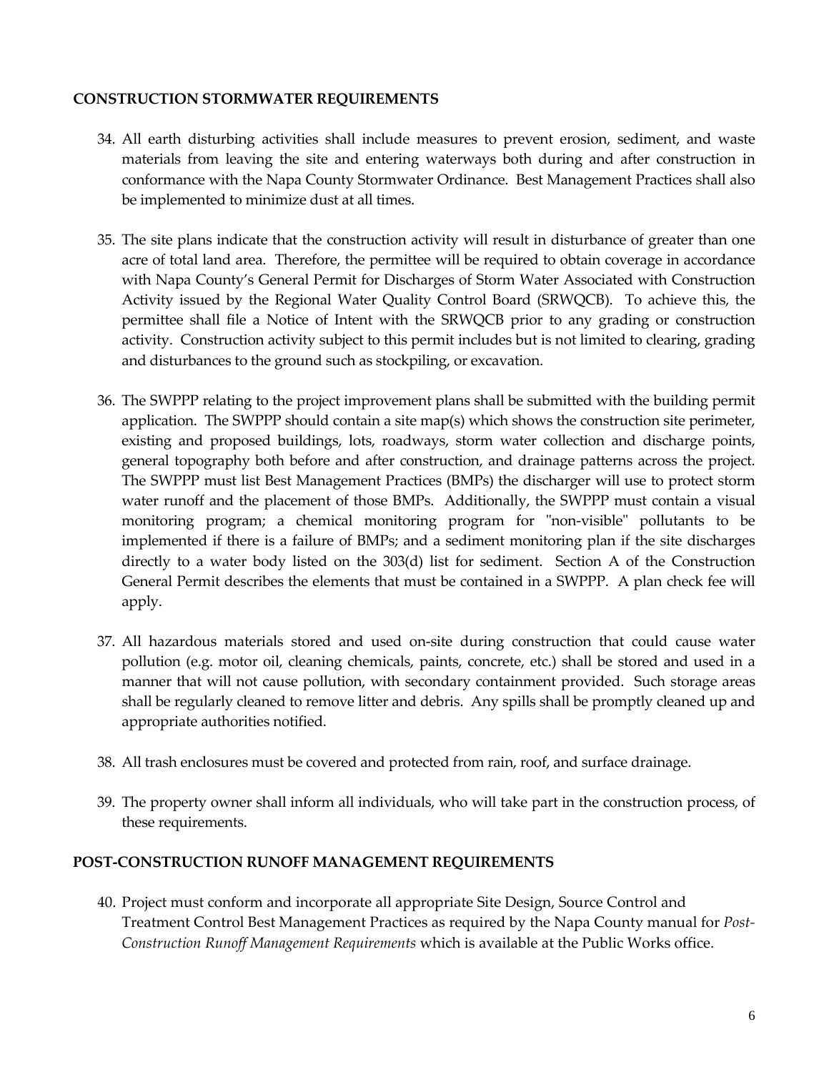**CONSTRUCTION STORMWATER REQUIREMENTS**

34. All earth disturbing activities shall include measures to prevent erosion, sediment, and waste materials from leaving the site and entering waterways both during and after construction in conformance with the Napa County Stormwater Ordinance. Best Management Practices shall also be implemented to minimize dust at all times.

35. The site plans indicate that the construction activity will result in disturbance of greater than one acre of total land area. Therefore, the permittee will be required to obtain coverage in accordance with Napa County's General Permit for Discharges of Storm Water Associated with Construction Activity issued by the Regional Water Quality Control Board (SRWQCB). To achieve this, the permittee shall file a Notice of Intent with the SRWQCB prior to any grading or construction activity. Construction activity subject to this permit includes but is not limited to clearing, grading and disturbances to the ground such as stockpiling, or excavation.

36. The SWPPP relating to the project improvement plans shall be submitted with the building permit application. The SWPPP should contain a site map(s) which shows the construction site perimeter, existing and proposed buildings, lots, roadways, storm water collection and discharge points, general topography both before and after construction, and drainage patterns across the project. The SWPPP must list Best Management Practices (BMPs) the discharger will use to protect storm water runoff and the placement of those BMPs. Additionally, the SWPPP must contain a visual monitoring program; a chemical monitoring program for "non-visible" pollutants to be implemented if there is a failure of BMPs; and a sediment monitoring plan if the site discharges directly to a water body listed on the 303(d) list for sediment. Section A of the Construction General Permit describes the elements that must be contained in a SWPPP. A plan check fee will apply.

37. All hazardous materials stored and used on-site during construction that could cause water pollution (e.g. motor oil, cleaning chemicals, paints, concrete, etc.) shall be stored and used in a manner that will not cause pollution, with secondary containment provided. Such storage areas shall be regularly cleaned to remove litter and debris. Any spills shall be promptly cleaned up and appropriate authorities notified.

38. All trash enclosures must be covered and protected from rain, roof, and surface drainage.

39. The property owner shall inform all individuals, who will take part in the construction process, of these requirements.

**POST-CONSTRUCTION RUNOFF MANAGEMENT REQUIREMENTS**

40. Project must conform and incorporate all appropriate Site Design, Source Control and Treatment Control Best Management Practices as required by the Napa County manual for *Post-Construction Runoff Management Requirements* which is available at the Public Works office.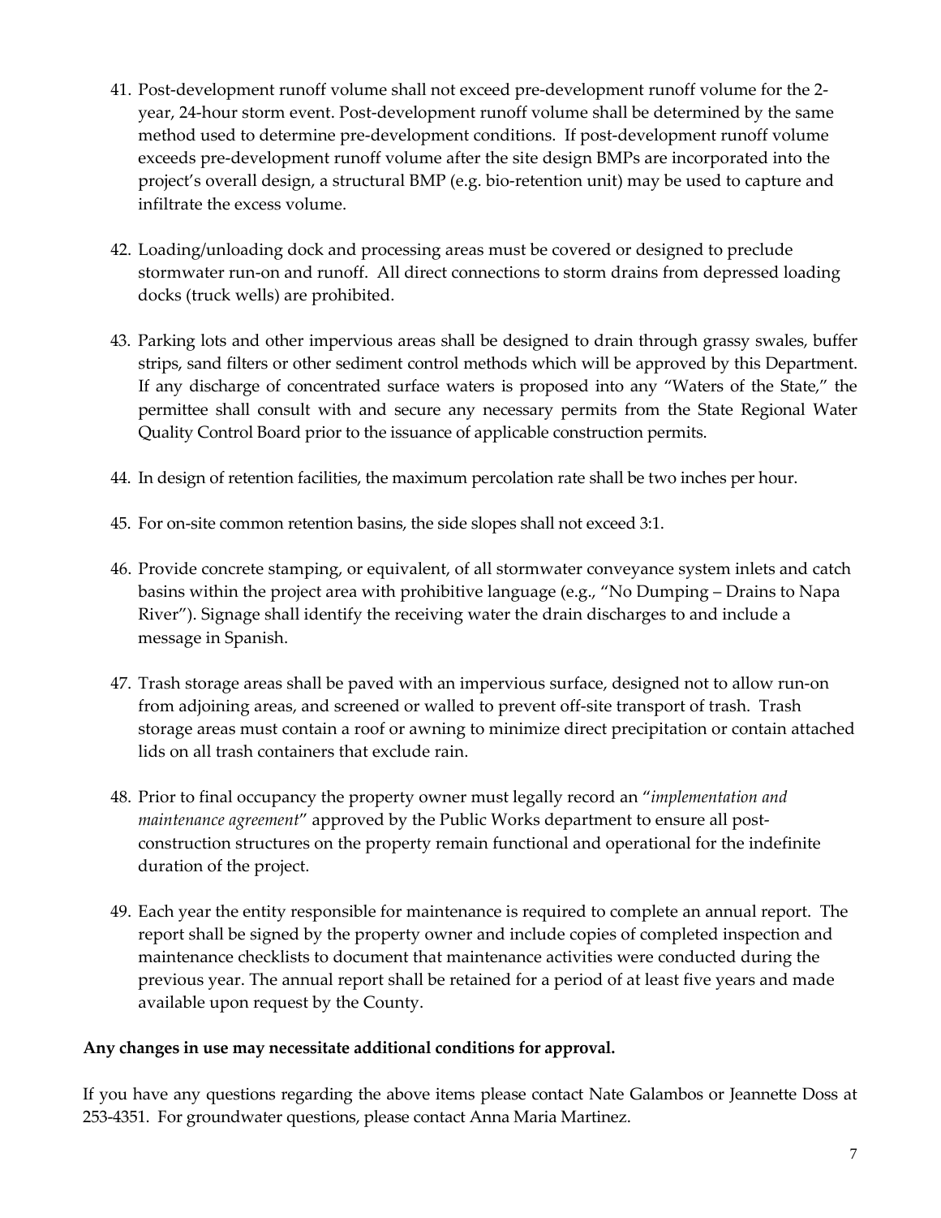41. Post-development runoff volume shall not exceed pre-development runoff volume for the 2-year, 24-hour storm event. Post-development runoff volume shall be determined by the same method used to determine pre-development conditions. If post-development runoff volume exceeds pre-development runoff volume after the site design BMPs are incorporated into the project's overall design, a structural BMP (e.g. bio-retention unit) may be used to capture and infiltrate the excess volume.

42. Loading/unloading dock and processing areas must be covered or designed to preclude stormwater run-on and runoff. All direct connections to storm drains from depressed loading docks (truck wells) are prohibited.

43. Parking lots and other impervious areas shall be designed to drain through grassy swales, buffer strips, sand filters or other sediment control methods which will be approved by this Department. If any discharge of concentrated surface waters is proposed into any "Waters of the State," the permittee shall consult with and secure any necessary permits from the State Regional Water Quality Control Board prior to the issuance of applicable construction permits.

44. In design of retention facilities, the maximum percolation rate shall be two inches per hour.

45. For on-site common retention basins, the side slopes shall not exceed 3:1.

46. Provide concrete stamping, or equivalent, of all stormwater conveyance system inlets and catch basins within the project area with prohibitive language (e.g., "No Dumping – Drains to Napa River"). Signage shall identify the receiving water the drain discharges to and include a message in Spanish.

47. Trash storage areas shall be paved with an impervious surface, designed not to allow run-on from adjoining areas, and screened or walled to prevent off-site transport of trash. Trash storage areas must contain a roof or awning to minimize direct precipitation or contain attached lids on all trash containers that exclude rain.

48. Prior to final occupancy the property owner must legally record an "*implementation and maintenance agreement*" approved by the Public Works department to ensure all post-construction structures on the property remain functional and operational for the indefinite duration of the project.

49. Each year the entity responsible for maintenance is required to complete an annual report. The report shall be signed by the property owner and include copies of completed inspection and maintenance checklists to document that maintenance activities were conducted during the previous year. The annual report shall be retained for a period of at least five years and made available upon request by the County.

**Any changes in use may necessitate additional conditions for approval.**

If you have any questions regarding the above items please contact Nate Galambos or Jeannette Doss at 253-4351. For groundwater questions, please contact Anna Maria Martinez.